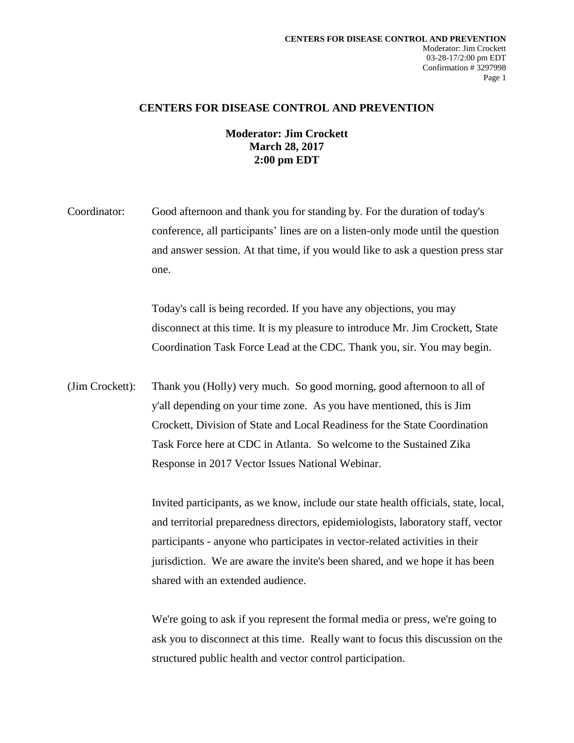# CENTERS FOR DISEASE CONTROL AND PREVENTION

**Moderator: Jim Crockett**
**March 28, 2017**
**2:00 pm EDT**

Coordinator: Good afternoon and thank you for standing by. For the duration of today's conference, all participants' lines are on a listen-only mode until the question and answer session. At that time, if you would like to ask a question press star one.

Today's call is being recorded. If you have any objections, you may disconnect at this time. It is my pleasure to introduce Mr. Jim Crockett, State Coordination Task Force Lead at the CDC. Thank you, sir. You may begin.

(Jim Crockett): Thank you (Holly) very much. So good morning, good afternoon to all of y'all depending on your time zone. As you have mentioned, this is Jim Crockett, Division of State and Local Readiness for the State Coordination Task Force here at CDC in Atlanta. So welcome to the Sustained Zika Response in 2017 Vector Issues National Webinar.

Invited participants, as we know, include our state health officials, state, local, and territorial preparedness directors, epidemiologists, laboratory staff, vector participants - anyone who participates in vector-related activities in their jurisdiction. We are aware the invite's been shared, and we hope it has been shared with an extended audience.

We're going to ask if you represent the formal media or press, we're going to ask you to disconnect at this time. Really want to focus this discussion on the structured public health and vector control participation.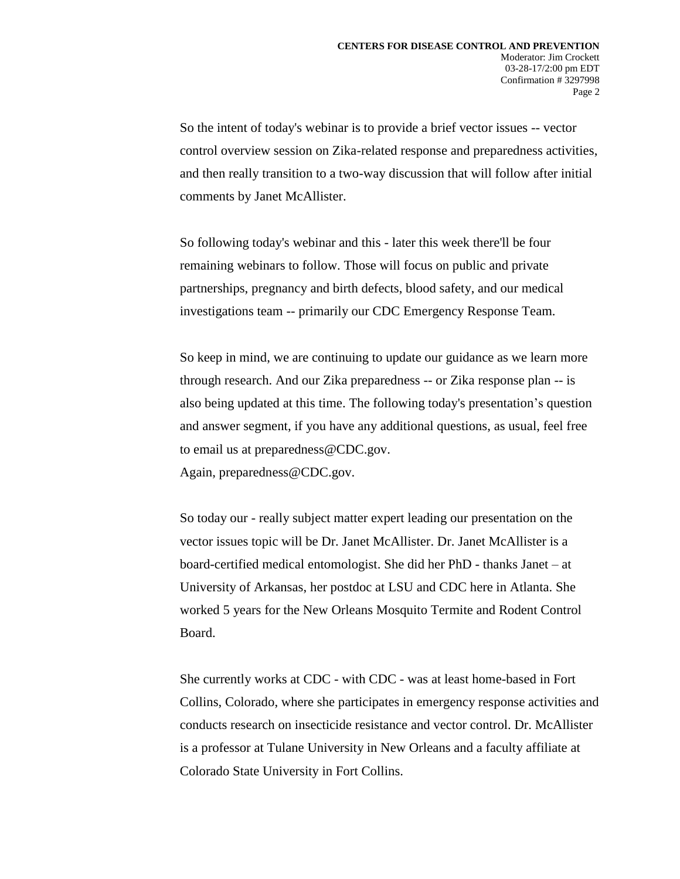So the intent of today's webinar is to provide a brief vector issues -- vector control overview session on Zika-related response and preparedness activities, and then really transition to a two-way discussion that will follow after initial comments by Janet McAllister.

So following today's webinar and this - later this week there'll be four remaining webinars to follow. Those will focus on public and private partnerships, pregnancy and birth defects, blood safety, and our medical investigations team -- primarily our CDC Emergency Response Team.

So keep in mind, we are continuing to update our guidance as we learn more through research. And our Zika preparedness -- or Zika response plan -- is also being updated at this time. The following today's presentation's question and answer segment, if you have any additional questions, as usual, feel free to email us at preparedness@CDC.gov.
Again, preparedness@CDC.gov.

So today our - really subject matter expert leading our presentation on the vector issues topic will be Dr. Janet McAllister. Dr. Janet McAllister is a board-certified medical entomologist. She did her PhD - thanks Janet – at University of Arkansas, her postdoc at LSU and CDC here in Atlanta. She worked 5 years for the New Orleans Mosquito Termite and Rodent Control Board.

She currently works at CDC - with CDC - was at least home-based in Fort Collins, Colorado, where she participates in emergency response activities and conducts research on insecticide resistance and vector control. Dr. McAllister is a professor at Tulane University in New Orleans and a faculty affiliate at Colorado State University in Fort Collins.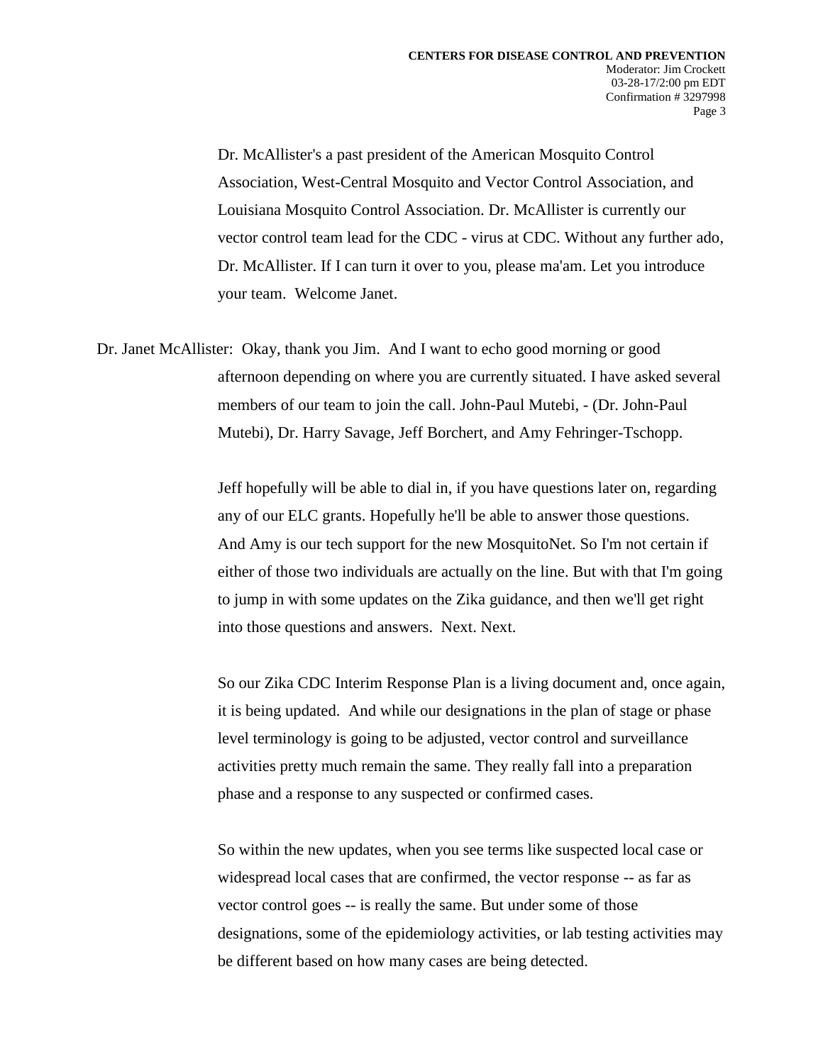Dr. McAllister's a past president of the American Mosquito Control Association, West-Central Mosquito and Vector Control Association, and Louisiana Mosquito Control Association. Dr. McAllister is currently our vector control team lead for the CDC - virus at CDC. Without any further ado, Dr. McAllister. If I can turn it over to you, please ma'am. Let you introduce your team. Welcome Janet.

Dr. Janet McAllister: Okay, thank you Jim. And I want to echo good morning or good afternoon depending on where you are currently situated. I have asked several members of our team to join the call. John-Paul Mutebi, - (Dr. John-Paul Mutebi), Dr. Harry Savage, Jeff Borchert, and Amy Fehringer-Tschopp.

Jeff hopefully will be able to dial in, if you have questions later on, regarding any of our ELC grants. Hopefully he'll be able to answer those questions. And Amy is our tech support for the new MosquitoNet. So I'm not certain if either of those two individuals are actually on the line. But with that I'm going to jump in with some updates on the Zika guidance, and then we'll get right into those questions and answers. Next. Next.

So our Zika CDC Interim Response Plan is a living document and, once again, it is being updated. And while our designations in the plan of stage or phase level terminology is going to be adjusted, vector control and surveillance activities pretty much remain the same. They really fall into a preparation phase and a response to any suspected or confirmed cases.

So within the new updates, when you see terms like suspected local case or widespread local cases that are confirmed, the vector response -- as far as vector control goes -- is really the same. But under some of those designations, some of the epidemiology activities, or lab testing activities may be different based on how many cases are being detected.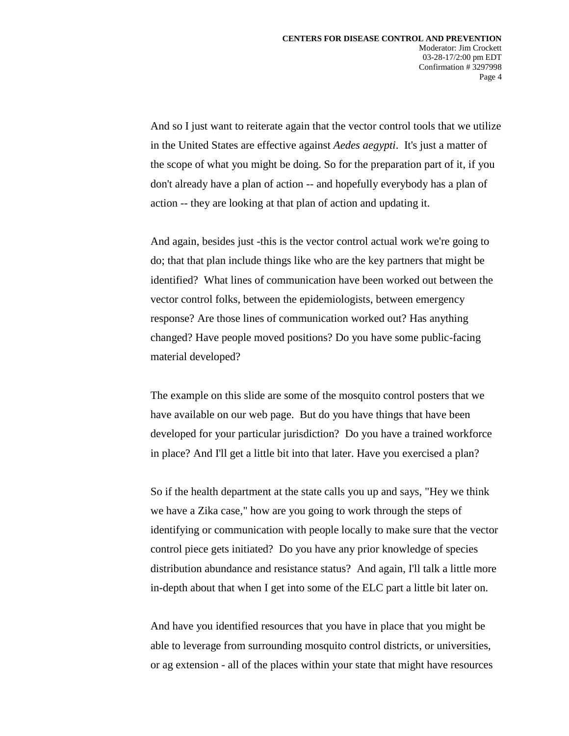And so I just want to reiterate again that the vector control tools that we utilize in the United States are effective against *Aedes aegypti*. It's just a matter of the scope of what you might be doing. So for the preparation part of it, if you don't already have a plan of action -- and hopefully everybody has a plan of action -- they are looking at that plan of action and updating it.

And again, besides just -this is the vector control actual work we're going to do; that that plan include things like who are the key partners that might be identified? What lines of communication have been worked out between the vector control folks, between the epidemiologists, between emergency response? Are those lines of communication worked out? Has anything changed? Have people moved positions? Do you have some public-facing material developed?

The example on this slide are some of the mosquito control posters that we have available on our web page. But do you have things that have been developed for your particular jurisdiction? Do you have a trained workforce in place? And I'll get a little bit into that later. Have you exercised a plan?

So if the health department at the state calls you up and says, "Hey we think we have a Zika case," how are you going to work through the steps of identifying or communication with people locally to make sure that the vector control piece gets initiated? Do you have any prior knowledge of species distribution abundance and resistance status? And again, I'll talk a little more in-depth about that when I get into some of the ELC part a little bit later on.

And have you identified resources that you have in place that you might be able to leverage from surrounding mosquito control districts, or universities, or ag extension - all of the places within your state that might have resources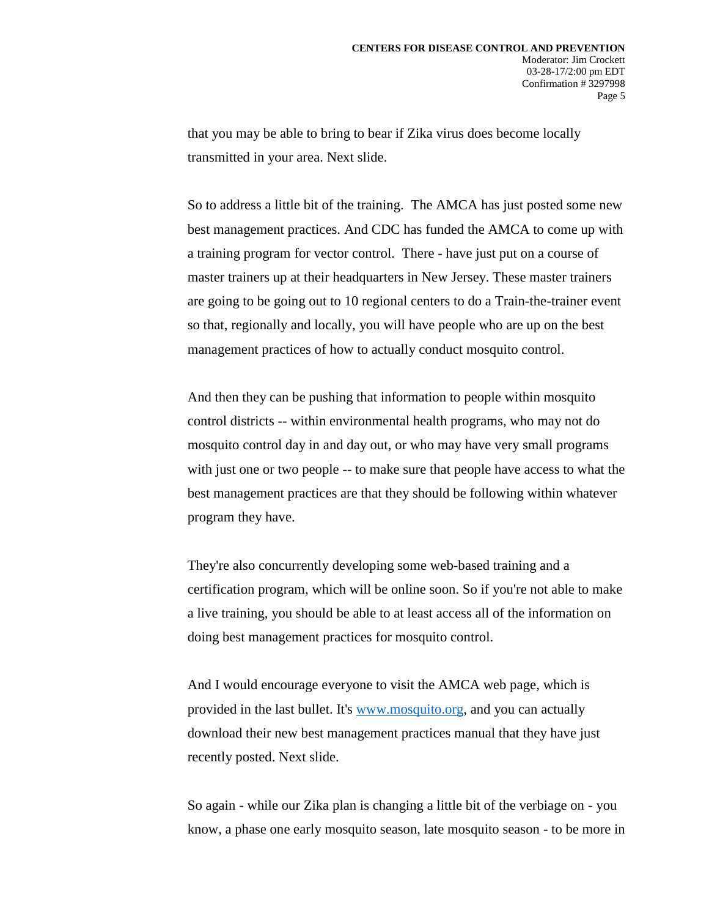that you may be able to bring to bear if Zika virus does become locally transmitted in your area. Next slide.

So to address a little bit of the training. The AMCA has just posted some new best management practices. And CDC has funded the AMCA to come up with a training program for vector control. There - have just put on a course of master trainers up at their headquarters in New Jersey. These master trainers are going to be going out to 10 regional centers to do a Train-the-trainer event so that, regionally and locally, you will have people who are up on the best management practices of how to actually conduct mosquito control.

And then they can be pushing that information to people within mosquito control districts -- within environmental health programs, who may not do mosquito control day in and day out, or who may have very small programs with just one or two people -- to make sure that people have access to what the best management practices are that they should be following within whatever program they have.

They're also concurrently developing some web-based training and a certification program, which will be online soon. So if you're not able to make a live training, you should be able to at least access all of the information on doing best management practices for mosquito control.

And I would encourage everyone to visit the AMCA web page, which is provided in the last bullet. It's www.mosquito.org, and you can actually download their new best management practices manual that they have just recently posted. Next slide.

So again - while our Zika plan is changing a little bit of the verbiage on - you know, a phase one early mosquito season, late mosquito season - to be more in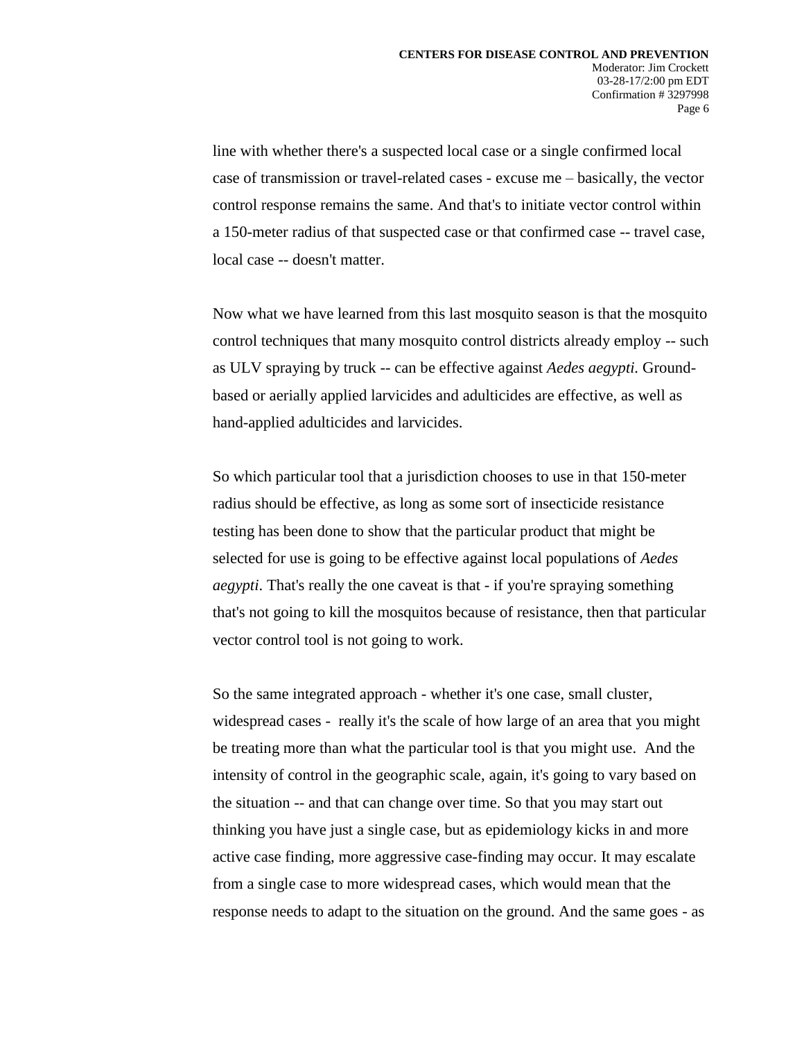line with whether there's a suspected local case or a single confirmed local case of transmission or travel-related cases - excuse me – basically, the vector control response remains the same. And that's to initiate vector control within a 150-meter radius of that suspected case or that confirmed case -- travel case, local case -- doesn't matter.

Now what we have learned from this last mosquito season is that the mosquito control techniques that many mosquito control districts already employ -- such as ULV spraying by truck -- can be effective against *Aedes aegypti.* Ground-based or aerially applied larvicides and adulticides are effective, as well as hand-applied adulticides and larvicides.

So which particular tool that a jurisdiction chooses to use in that 150-meter radius should be effective, as long as some sort of insecticide resistance testing has been done to show that the particular product that might be selected for use is going to be effective against local populations of *Aedes aegypti*. That's really the one caveat is that - if you're spraying something that's not going to kill the mosquitos because of resistance, then that particular vector control tool is not going to work.

So the same integrated approach - whether it's one case, small cluster, widespread cases - really it's the scale of how large of an area that you might be treating more than what the particular tool is that you might use. And the intensity of control in the geographic scale, again, it's going to vary based on the situation -- and that can change over time. So that you may start out thinking you have just a single case, but as epidemiology kicks in and more active case finding, more aggressive case-finding may occur. It may escalate from a single case to more widespread cases, which would mean that the response needs to adapt to the situation on the ground. And the same goes - as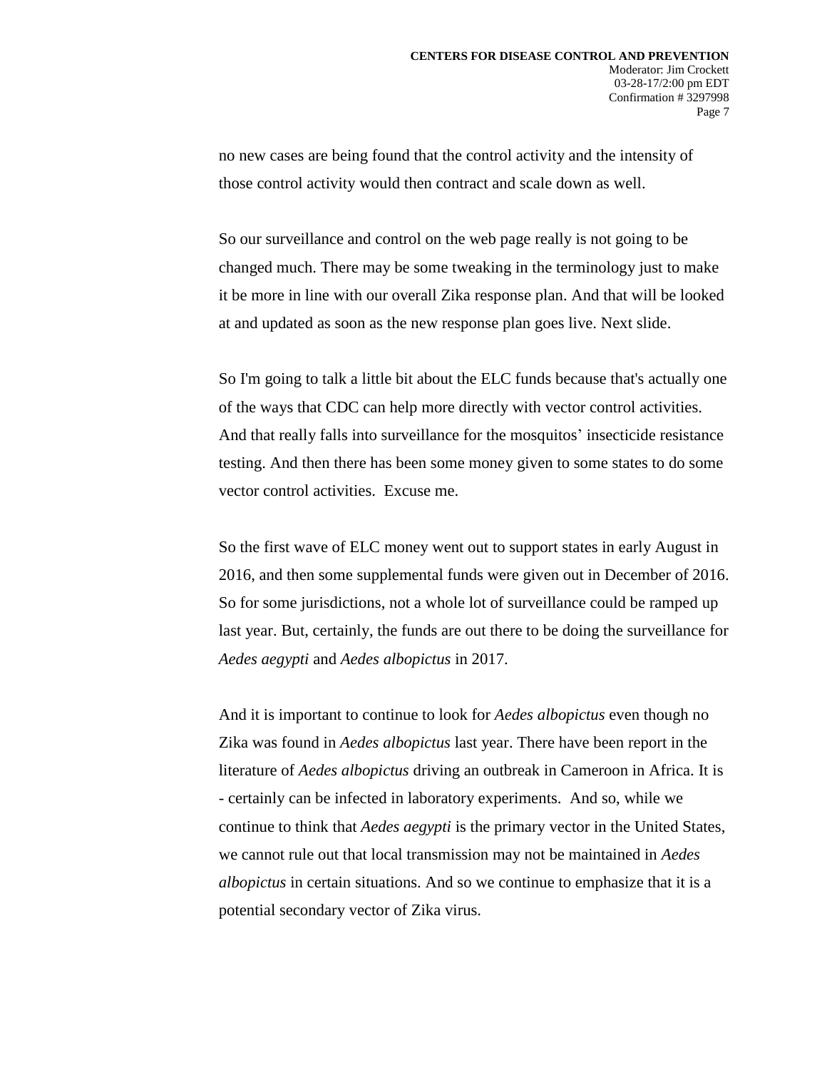no new cases are being found that the control activity and the intensity of those control activity would then contract and scale down as well.

So our surveillance and control on the web page really is not going to be changed much. There may be some tweaking in the terminology just to make it be more in line with our overall Zika response plan. And that will be looked at and updated as soon as the new response plan goes live. Next slide.

So I'm going to talk a little bit about the ELC funds because that's actually one of the ways that CDC can help more directly with vector control activities. And that really falls into surveillance for the mosquitos' insecticide resistance testing. And then there has been some money given to some states to do some vector control activities.  Excuse me.

So the first wave of ELC money went out to support states in early August in 2016, and then some supplemental funds were given out in December of 2016. So for some jurisdictions, not a whole lot of surveillance could be ramped up last year. But, certainly, the funds are out there to be doing the surveillance for *Aedes aegypti* and *Aedes albopictus* in 2017.

And it is important to continue to look for *Aedes albopictus* even though no Zika was found in *Aedes albopictus* last year. There have been report in the literature of *Aedes albopictus* driving an outbreak in Cameroon in Africa. It is - certainly can be infected in laboratory experiments.  And so, while we continue to think that *Aedes aegypti* is the primary vector in the United States, we cannot rule out that local transmission may not be maintained in *Aedes albopictus* in certain situations. And so we continue to emphasize that it is a potential secondary vector of Zika virus.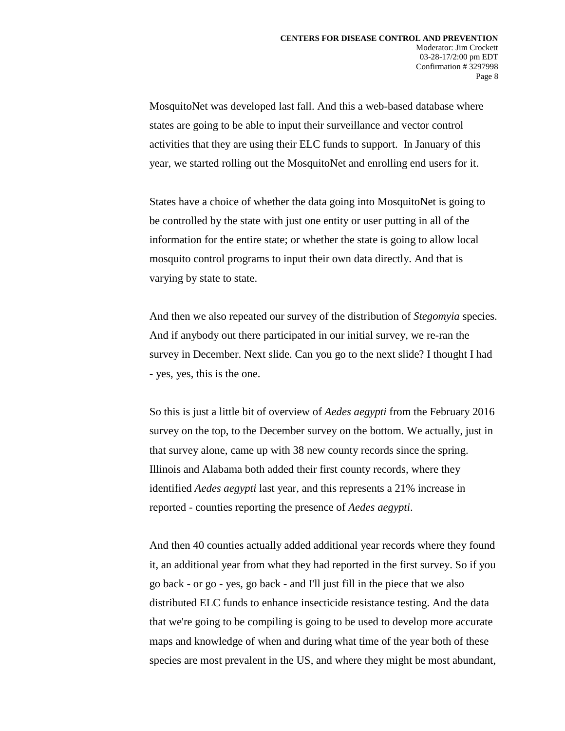MosquitoNet was developed last fall. And this a web-based database where states are going to be able to input their surveillance and vector control activities that they are using their ELC funds to support. In January of this year, we started rolling out the MosquitoNet and enrolling end users for it.

States have a choice of whether the data going into MosquitoNet is going to be controlled by the state with just one entity or user putting in all of the information for the entire state; or whether the state is going to allow local mosquito control programs to input their own data directly. And that is varying by state to state.

And then we also repeated our survey of the distribution of *Stegomyia* species. And if anybody out there participated in our initial survey, we re-ran the survey in December. Next slide. Can you go to the next slide? I thought I had - yes, yes, this is the one.

So this is just a little bit of overview of *Aedes aegypti* from the February 2016 survey on the top, to the December survey on the bottom. We actually, just in that survey alone, came up with 38 new county records since the spring. Illinois and Alabama both added their first county records, where they identified *Aedes aegypti* last year, and this represents a 21% increase in reported - counties reporting the presence of *Aedes aegypti*.

And then 40 counties actually added additional year records where they found it, an additional year from what they had reported in the first survey. So if you go back - or go - yes, go back - and I'll just fill in the piece that we also distributed ELC funds to enhance insecticide resistance testing. And the data that we're going to be compiling is going to be used to develop more accurate maps and knowledge of when and during what time of the year both of these species are most prevalent in the US, and where they might be most abundant,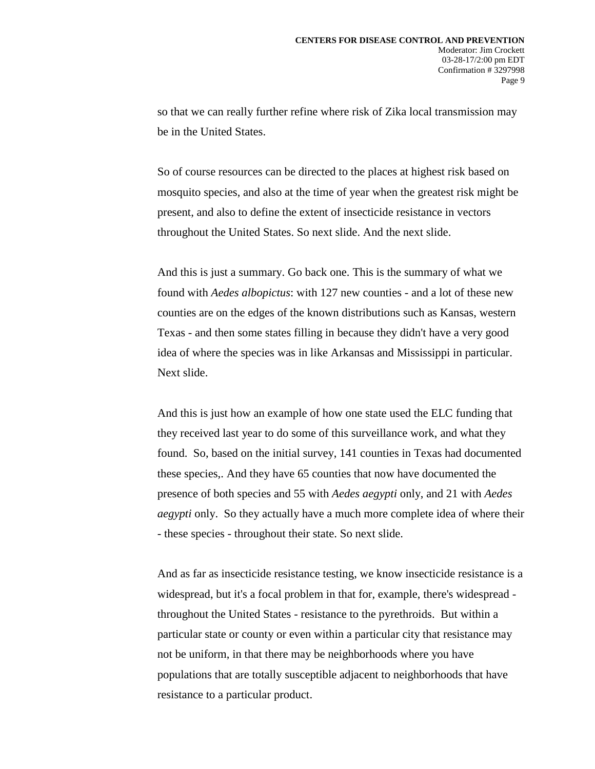so that we can really further refine where risk of Zika local transmission may be in the United States.

So of course resources can be directed to the places at highest risk based on mosquito species, and also at the time of year when the greatest risk might be present, and also to define the extent of insecticide resistance in vectors throughout the United States. So next slide. And the next slide.

And this is just a summary. Go back one. This is the summary of what we found with *Aedes albopictus*: with 127 new counties - and a lot of these new counties are on the edges of the known distributions such as Kansas, western Texas - and then some states filling in because they didn't have a very good idea of where the species was in like Arkansas and Mississippi in particular. Next slide.

And this is just how an example of how one state used the ELC funding that they received last year to do some of this surveillance work, and what they found. So, based on the initial survey, 141 counties in Texas had documented these species,. And they have 65 counties that now have documented the presence of both species and 55 with *Aedes aegypti* only, and 21 with *Aedes aegypti* only. So they actually have a much more complete idea of where their - these species - throughout their state. So next slide.

And as far as insecticide resistance testing, we know insecticide resistance is a widespread, but it's a focal problem in that for, example, there's widespread - throughout the United States - resistance to the pyrethroids. But within a particular state or county or even within a particular city that resistance may not be uniform, in that there may be neighborhoods where you have populations that are totally susceptible adjacent to neighborhoods that have resistance to a particular product.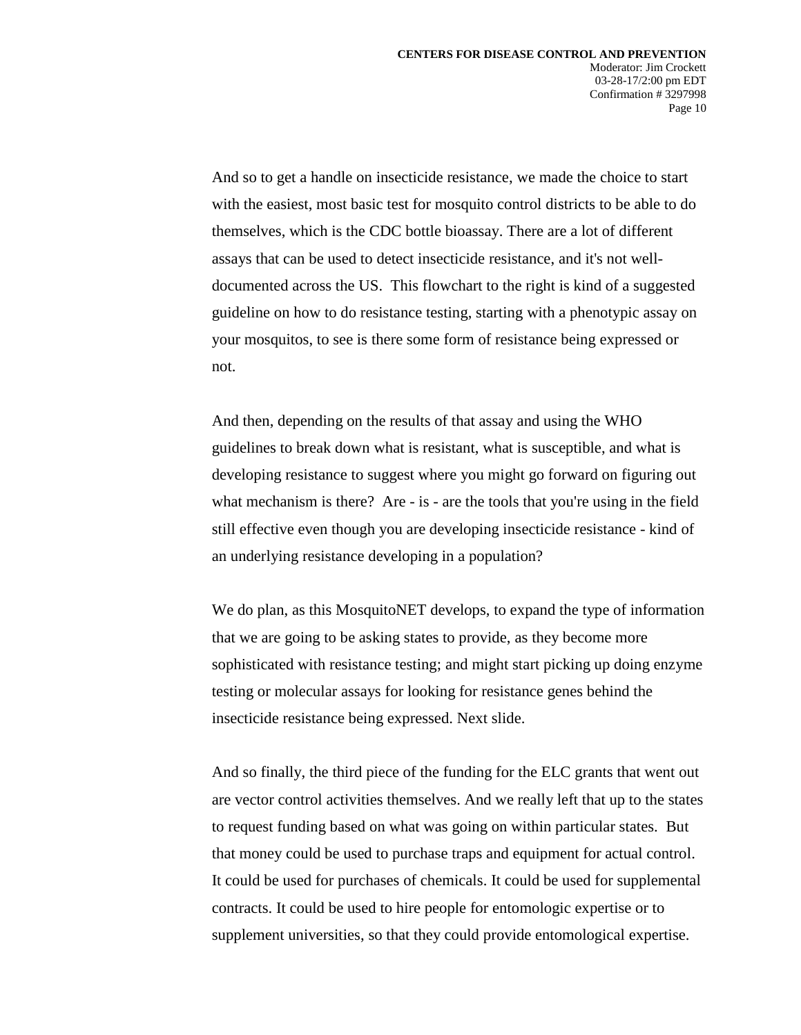And so to get a handle on insecticide resistance, we made the choice to start with the easiest, most basic test for mosquito control districts to be able to do themselves, which is the CDC bottle bioassay. There are a lot of different assays that can be used to detect insecticide resistance, and it's not well-documented across the US. This flowchart to the right is kind of a suggested guideline on how to do resistance testing, starting with a phenotypic assay on your mosquitos, to see is there some form of resistance being expressed or not.

And then, depending on the results of that assay and using the WHO guidelines to break down what is resistant, what is susceptible, and what is developing resistance to suggest where you might go forward on figuring out what mechanism is there? Are - is - are the tools that you're using in the field still effective even though you are developing insecticide resistance - kind of an underlying resistance developing in a population?

We do plan, as this MosquitoNET develops, to expand the type of information that we are going to be asking states to provide, as they become more sophisticated with resistance testing; and might start picking up doing enzyme testing or molecular assays for looking for resistance genes behind the insecticide resistance being expressed. Next slide.

And so finally, the third piece of the funding for the ELC grants that went out are vector control activities themselves. And we really left that up to the states to request funding based on what was going on within particular states. But that money could be used to purchase traps and equipment for actual control. It could be used for purchases of chemicals. It could be used for supplemental contracts. It could be used to hire people for entomologic expertise or to supplement universities, so that they could provide entomological expertise.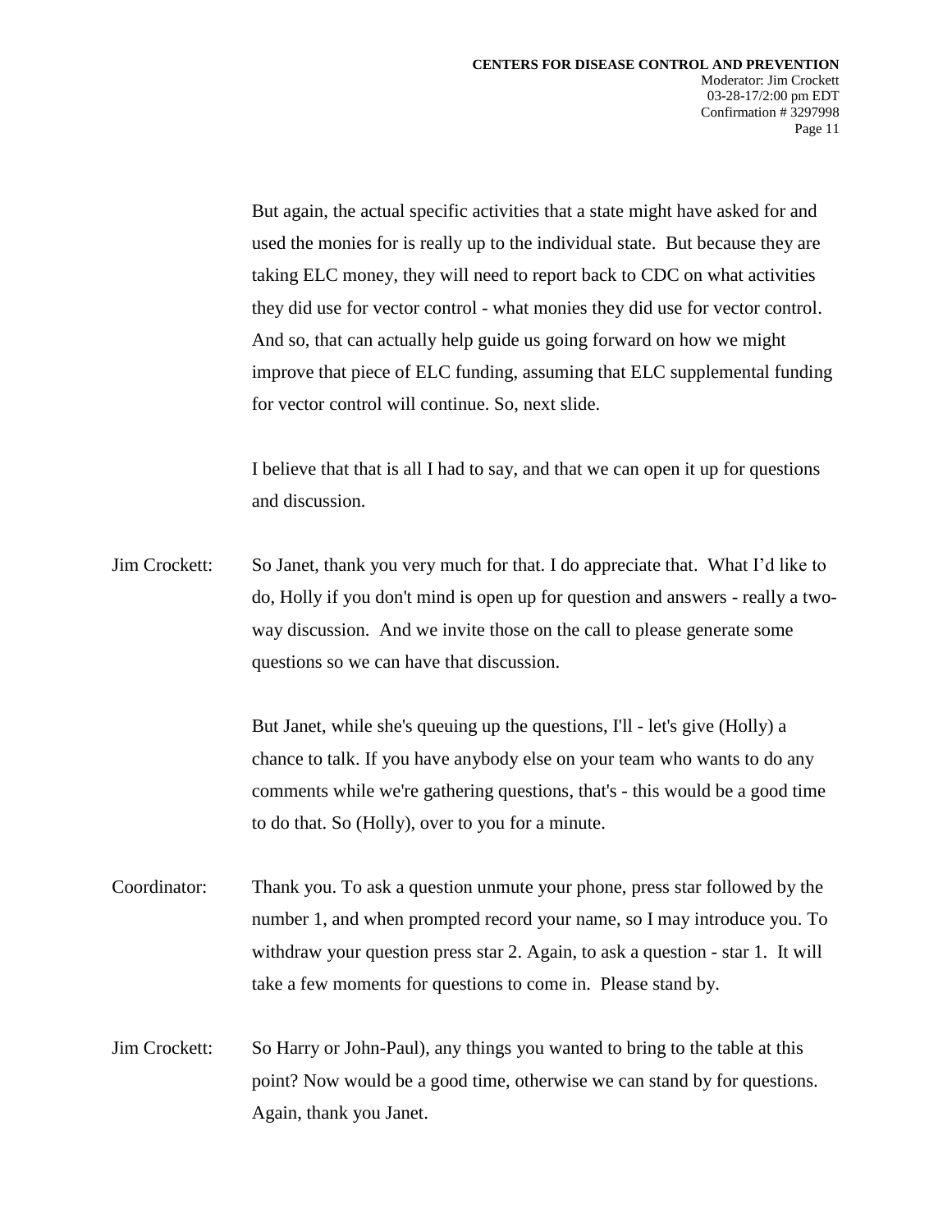But again, the actual specific activities that a state might have asked for and used the monies for is really up to the individual state. But because they are taking ELC money, they will need to report back to CDC on what activities they did use for vector control - what monies they did use for vector control. And so, that can actually help guide us going forward on how we might improve that piece of ELC funding, assuming that ELC supplemental funding for vector control will continue. So, next slide.

I believe that that is all I had to say, and that we can open it up for questions and discussion.

Jim Crockett: So Janet, thank you very much for that. I do appreciate that. What I'd like to do, Holly if you don't mind is open up for question and answers - really a two-way discussion. And we invite those on the call to please generate some questions so we can have that discussion.

But Janet, while she's queuing up the questions, I'll - let's give (Holly) a chance to talk. If you have anybody else on your team who wants to do any comments while we're gathering questions, that's - this would be a good time to do that. So (Holly), over to you for a minute.

Coordinator: Thank you. To ask a question unmute your phone, press star followed by the number 1, and when prompted record your name, so I may introduce you. To withdraw your question press star 2. Again, to ask a question - star 1. It will take a few moments for questions to come in. Please stand by.

Jim Crockett: So Harry or John-Paul), any things you wanted to bring to the table at this point? Now would be a good time, otherwise we can stand by for questions. Again, thank you Janet.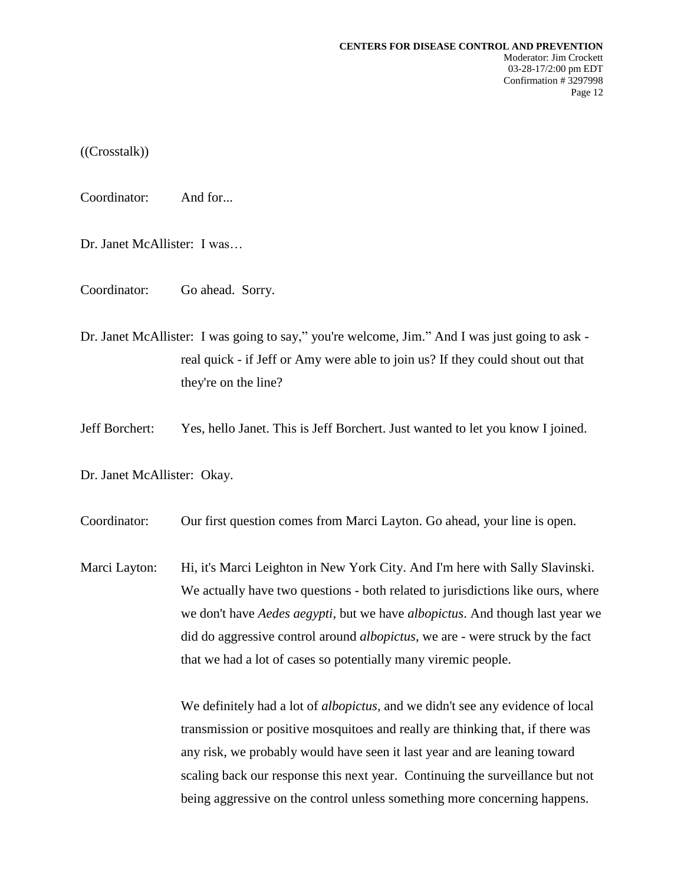((Crosstalk))

Coordinator: And for...

Dr. Janet McAllister: I was…

Coordinator: Go ahead. Sorry.

Dr. Janet McAllister: I was going to say," you're welcome, Jim." And I was just going to ask - real quick - if Jeff or Amy were able to join us? If they could shout out that they're on the line?

Jeff Borchert: Yes, hello Janet. This is Jeff Borchert. Just wanted to let you know I joined.

Dr. Janet McAllister: Okay.

Coordinator: Our first question comes from Marci Layton. Go ahead, your line is open.

Marci Layton: Hi, it's Marci Leighton in New York City. And I'm here with Sally Slavinski. We actually have two questions - both related to jurisdictions like ours, where we don't have *Aedes aegypti*, but we have *albopictus*. And though last year we did do aggressive control around *albopictus*, we are - were struck by the fact that we had a lot of cases so potentially many viremic people.

We definitely had a lot of *albopictus*, and we didn't see any evidence of local transmission or positive mosquitoes and really are thinking that, if there was any risk, we probably would have seen it last year and are leaning toward scaling back our response this next year. Continuing the surveillance but not being aggressive on the control unless something more concerning happens.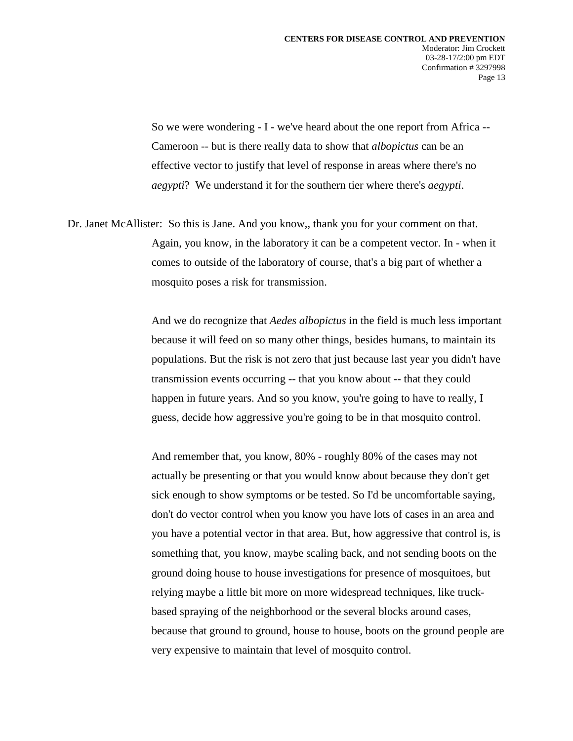So we were wondering - I - we've heard about the one report from Africa -- Cameroon -- but is there really data to show that *albopictus* can be an effective vector to justify that level of response in areas where there's no *aegypti*? We understand it for the southern tier where there's *aegypti*.

Dr. Janet McAllister: So this is Jane. And you know,, thank you for your comment on that. Again, you know, in the laboratory it can be a competent vector. In - when it comes to outside of the laboratory of course, that's a big part of whether a mosquito poses a risk for transmission.

And we do recognize that *Aedes albopictus* in the field is much less important because it will feed on so many other things, besides humans, to maintain its populations. But the risk is not zero that just because last year you didn't have transmission events occurring -- that you know about -- that they could happen in future years. And so you know, you're going to have to really, I guess, decide how aggressive you're going to be in that mosquito control.

And remember that, you know, 80% - roughly 80% of the cases may not actually be presenting or that you would know about because they don't get sick enough to show symptoms or be tested. So I'd be uncomfortable saying, don't do vector control when you know you have lots of cases in an area and you have a potential vector in that area. But, how aggressive that control is, is something that, you know, maybe scaling back, and not sending boots on the ground doing house to house investigations for presence of mosquitoes, but relying maybe a little bit more on more widespread techniques, like truck-based spraying of the neighborhood or the several blocks around cases, because that ground to ground, house to house, boots on the ground people are very expensive to maintain that level of mosquito control.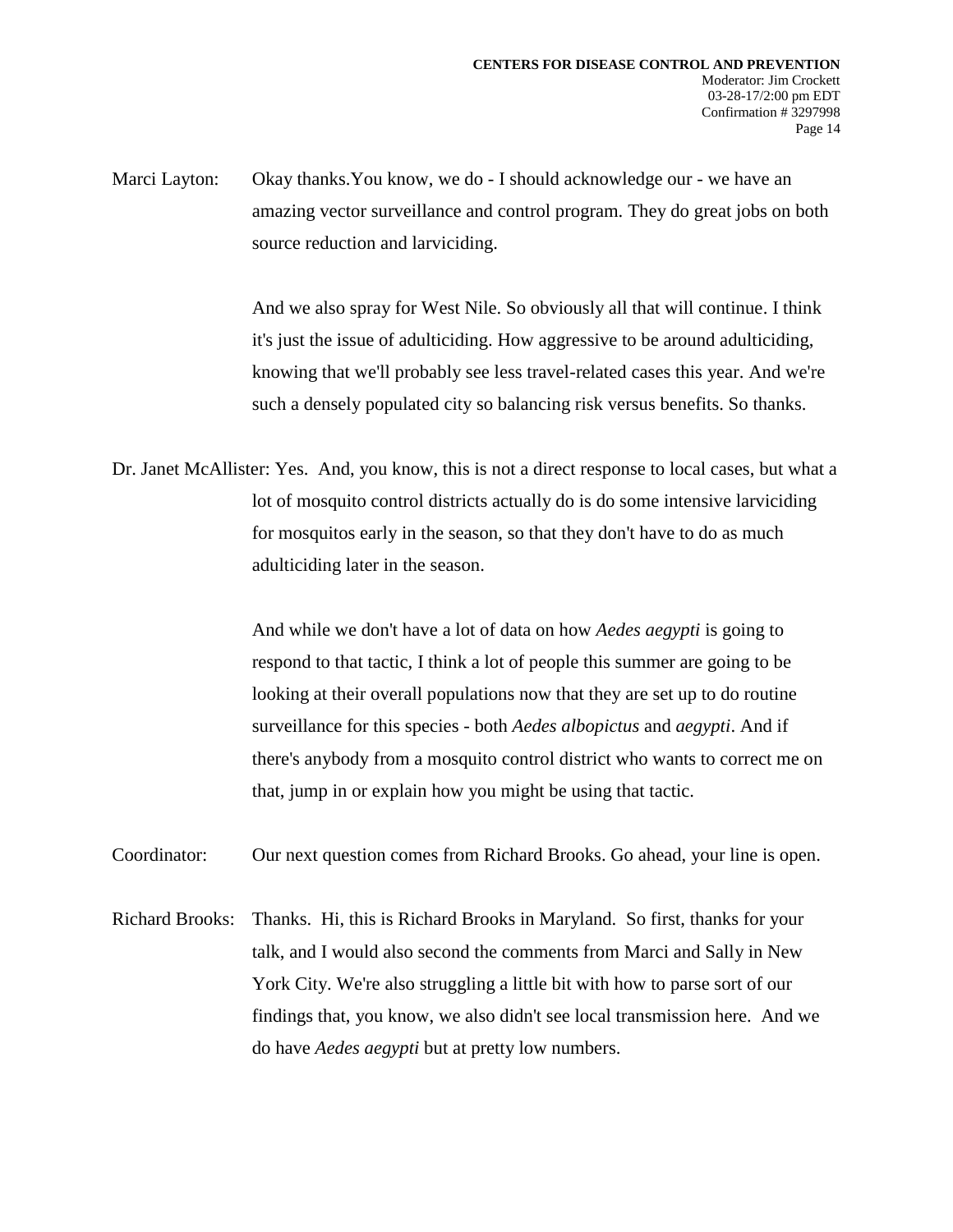Marci Layton: Okay thanks.You know, we do - I should acknowledge our - we have an amazing vector surveillance and control program. They do great jobs on both source reduction and larviciding.

And we also spray for West Nile. So obviously all that will continue. I think it's just the issue of adulticiding. How aggressive to be around adulticiding, knowing that we'll probably see less travel-related cases this year. And we're such a densely populated city so balancing risk versus benefits. So thanks.

Dr. Janet McAllister: Yes. And, you know, this is not a direct response to local cases, but what a lot of mosquito control districts actually do is do some intensive larviciding for mosquitos early in the season, so that they don't have to do as much adulticiding later in the season.

And while we don't have a lot of data on how *Aedes aegypti* is going to respond to that tactic, I think a lot of people this summer are going to be looking at their overall populations now that they are set up to do routine surveillance for this species - both *Aedes albopictus* and *aegypti*. And if there's anybody from a mosquito control district who wants to correct me on that, jump in or explain how you might be using that tactic.

Coordinator: Our next question comes from Richard Brooks. Go ahead, your line is open.

Richard Brooks: Thanks. Hi, this is Richard Brooks in Maryland. So first, thanks for your talk, and I would also second the comments from Marci and Sally in New York City. We're also struggling a little bit with how to parse sort of our findings that, you know, we also didn't see local transmission here. And we do have *Aedes aegypti* but at pretty low numbers.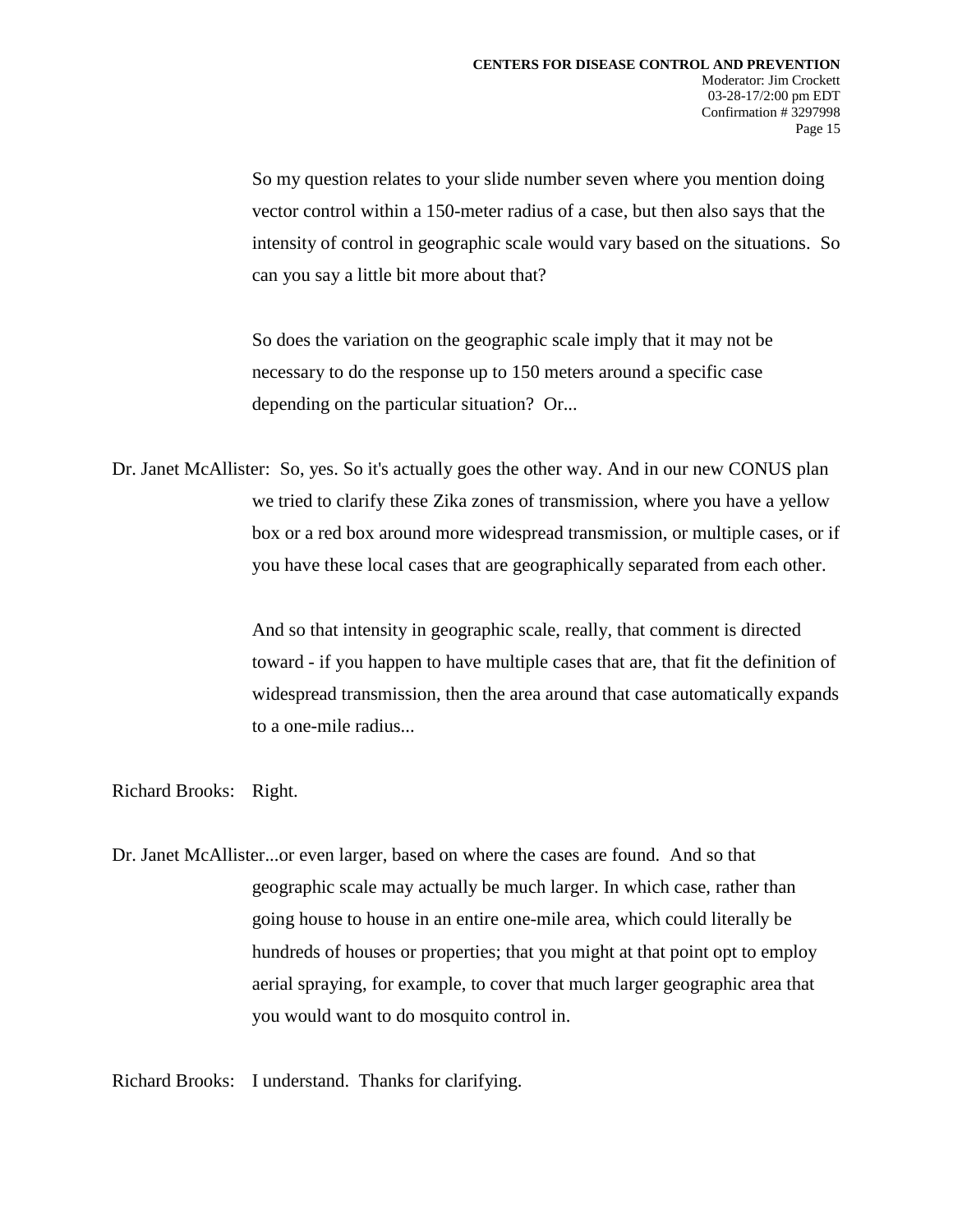So my question relates to your slide number seven where you mention doing vector control within a 150-meter radius of a case, but then also says that the intensity of control in geographic scale would vary based on the situations. So can you say a little bit more about that?

So does the variation on the geographic scale imply that it may not be necessary to do the response up to 150 meters around a specific case depending on the particular situation? Or...

Dr. Janet McAllister: So, yes. So it's actually goes the other way. And in our new CONUS plan we tried to clarify these Zika zones of transmission, where you have a yellow box or a red box around more widespread transmission, or multiple cases, or if you have these local cases that are geographically separated from each other.

And so that intensity in geographic scale, really, that comment is directed toward - if you happen to have multiple cases that are, that fit the definition of widespread transmission, then the area around that case automatically expands to a one-mile radius...

Richard Brooks: Right.

Dr. Janet McAllister...or even larger, based on where the cases are found. And so that geographic scale may actually be much larger. In which case, rather than going house to house in an entire one-mile area, which could literally be hundreds of houses or properties; that you might at that point opt to employ aerial spraying, for example, to cover that much larger geographic area that you would want to do mosquito control in.

Richard Brooks: I understand. Thanks for clarifying.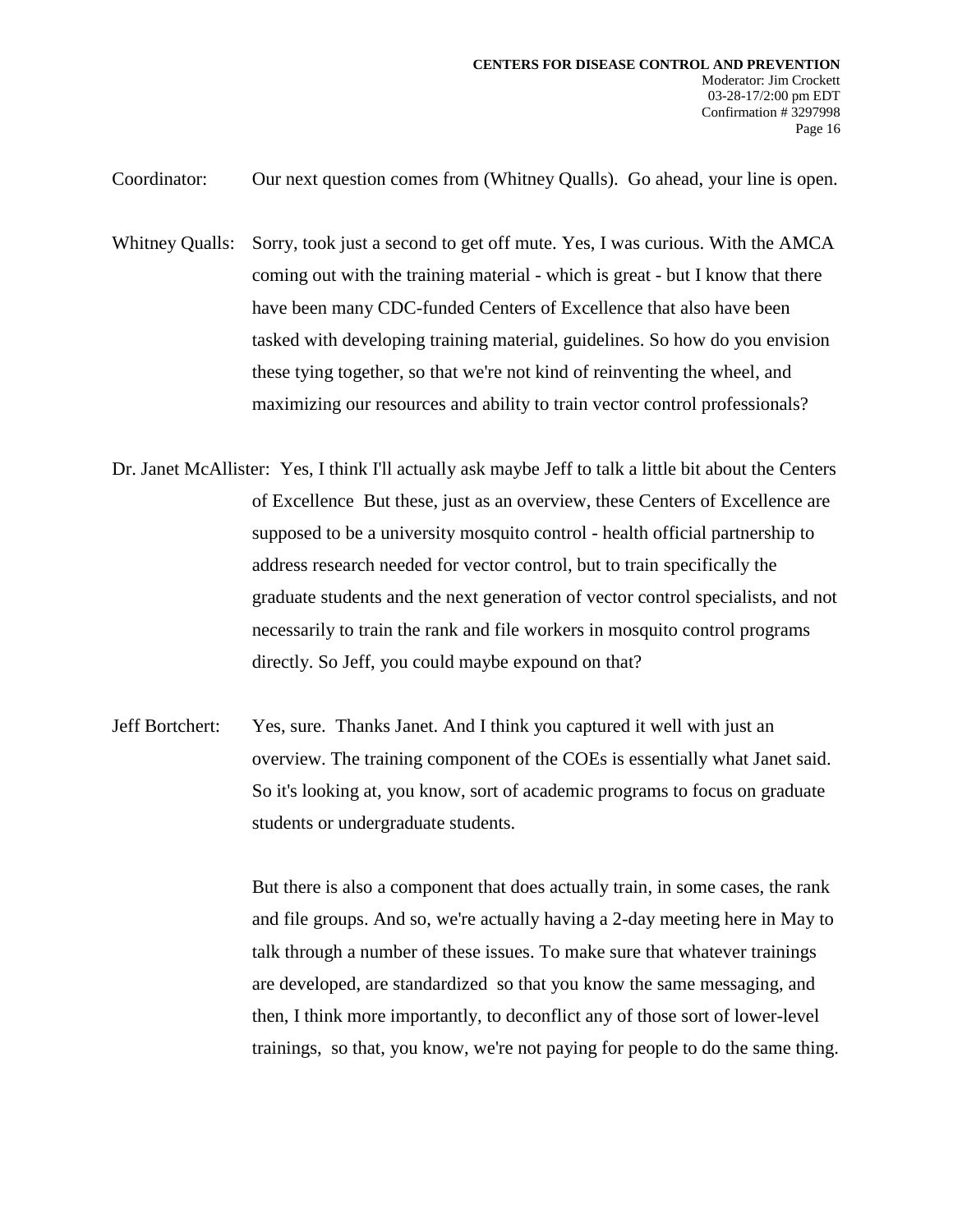Coordinator: Our next question comes from (Whitney Qualls). Go ahead, your line is open.

Whitney Qualls: Sorry, took just a second to get off mute. Yes, I was curious. With the AMCA coming out with the training material - which is great - but I know that there have been many CDC-funded Centers of Excellence that also have been tasked with developing training material, guidelines. So how do you envision these tying together, so that we're not kind of reinventing the wheel, and maximizing our resources and ability to train vector control professionals?

Dr. Janet McAllister: Yes, I think I'll actually ask maybe Jeff to talk a little bit about the Centers of Excellence But these, just as an overview, these Centers of Excellence are supposed to be a university mosquito control - health official partnership to address research needed for vector control, but to train specifically the graduate students and the next generation of vector control specialists, and not necessarily to train the rank and file workers in mosquito control programs directly. So Jeff, you could maybe expound on that?

Jeff Bortchert: Yes, sure. Thanks Janet. And I think you captured it well with just an overview. The training component of the COEs is essentially what Janet said. So it's looking at, you know, sort of academic programs to focus on graduate students or undergraduate students.

But there is also a component that does actually train, in some cases, the rank and file groups. And so, we're actually having a 2-day meeting here in May to talk through a number of these issues. To make sure that whatever trainings are developed, are standardized so that you know the same messaging, and then, I think more importantly, to deconflict any of those sort of lower-level trainings, so that, you know, we're not paying for people to do the same thing.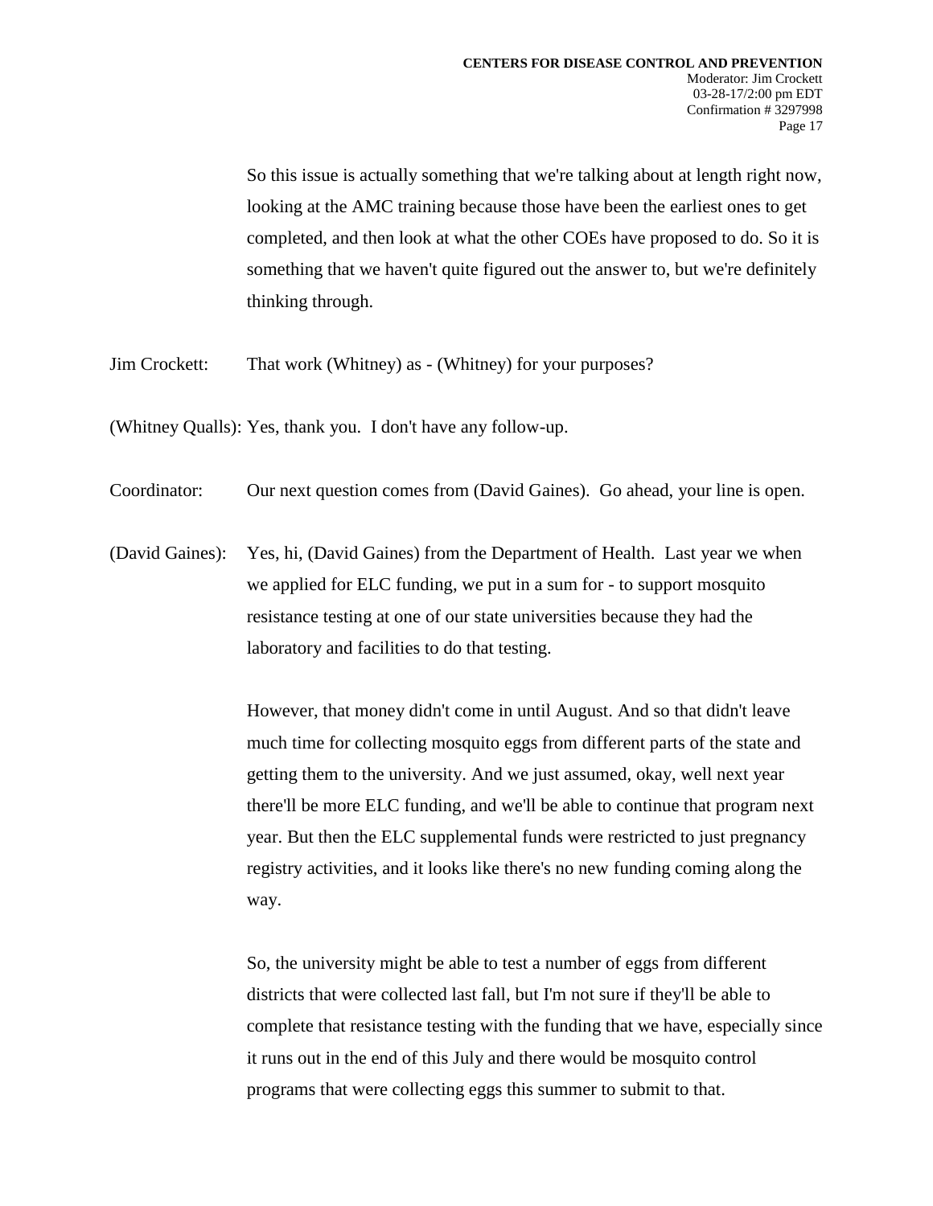So this issue is actually something that we're talking about at length right now, looking at the AMC training because those have been the earliest ones to get completed, and then look at what the other COEs have proposed to do. So it is something that we haven't quite figured out the answer to, but we're definitely thinking through.

Jim Crockett: That work (Whitney) as - (Whitney) for your purposes?

(Whitney Qualls): Yes, thank you. I don't have any follow-up.

Coordinator: Our next question comes from (David Gaines). Go ahead, your line is open.

(David Gaines): Yes, hi, (David Gaines) from the Department of Health. Last year we when we applied for ELC funding, we put in a sum for - to support mosquito resistance testing at one of our state universities because they had the laboratory and facilities to do that testing.

However, that money didn't come in until August. And so that didn't leave much time for collecting mosquito eggs from different parts of the state and getting them to the university. And we just assumed, okay, well next year there'll be more ELC funding, and we'll be able to continue that program next year. But then the ELC supplemental funds were restricted to just pregnancy registry activities, and it looks like there's no new funding coming along the way.

So, the university might be able to test a number of eggs from different districts that were collected last fall, but I'm not sure if they'll be able to complete that resistance testing with the funding that we have, especially since it runs out in the end of this July and there would be mosquito control programs that were collecting eggs this summer to submit to that.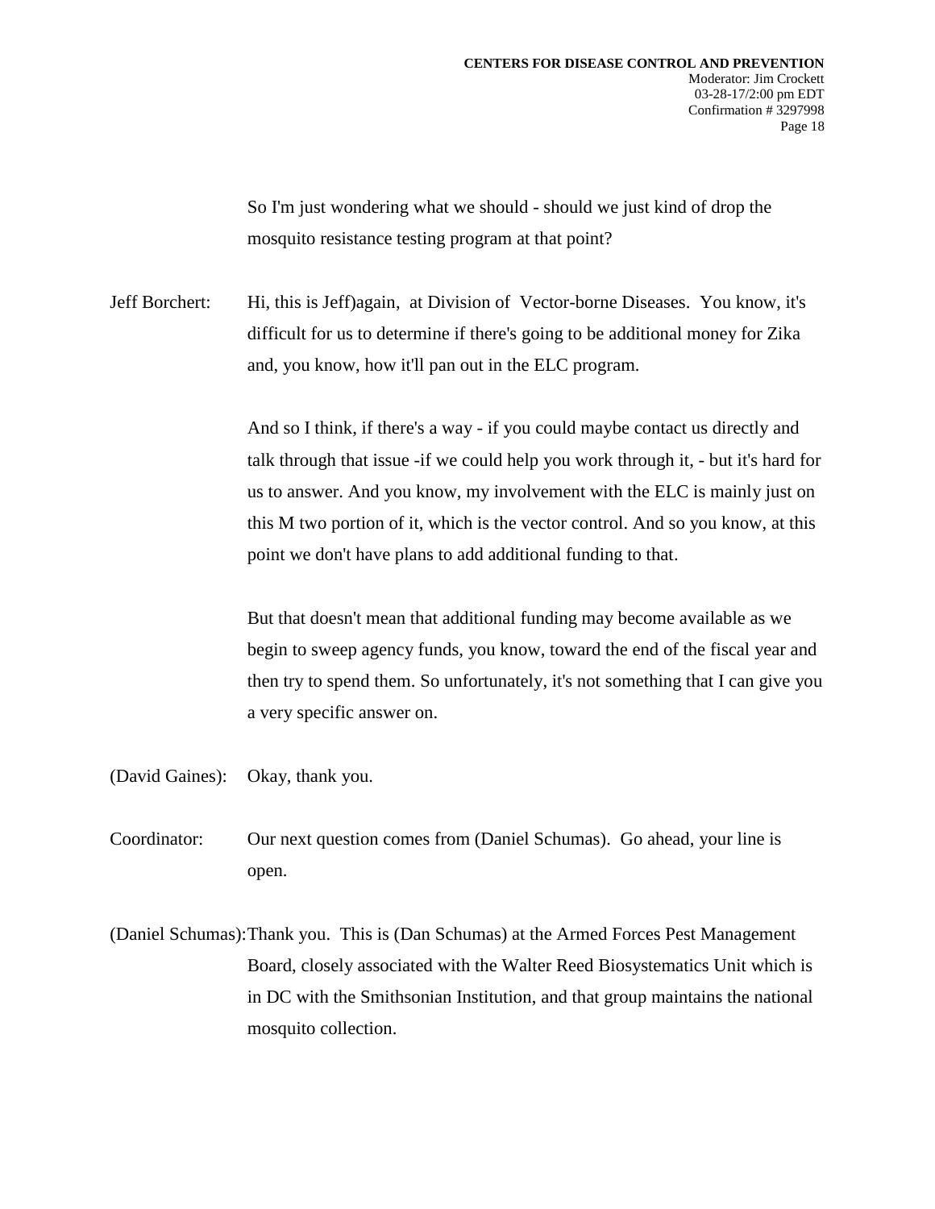So I'm just wondering what we should - should we just kind of drop the mosquito resistance testing program at that point?

Jeff Borchert: Hi, this is Jeff)again, at Division of Vector-borne Diseases. You know, it's difficult for us to determine if there's going to be additional money for Zika and, you know, how it'll pan out in the ELC program.

And so I think, if there's a way - if you could maybe contact us directly and talk through that issue -if we could help you work through it, - but it's hard for us to answer. And you know, my involvement with the ELC is mainly just on this M two portion of it, which is the vector control. And so you know, at this point we don't have plans to add additional funding to that.

But that doesn't mean that additional funding may become available as we begin to sweep agency funds, you know, toward the end of the fiscal year and then try to spend them. So unfortunately, it's not something that I can give you a very specific answer on.

(David Gaines): Okay, thank you.

Coordinator: Our next question comes from (Daniel Schumas). Go ahead, your line is open.

(Daniel Schumas): Thank you. This is (Dan Schumas) at the Armed Forces Pest Management Board, closely associated with the Walter Reed Biosystematics Unit which is in DC with the Smithsonian Institution, and that group maintains the national mosquito collection.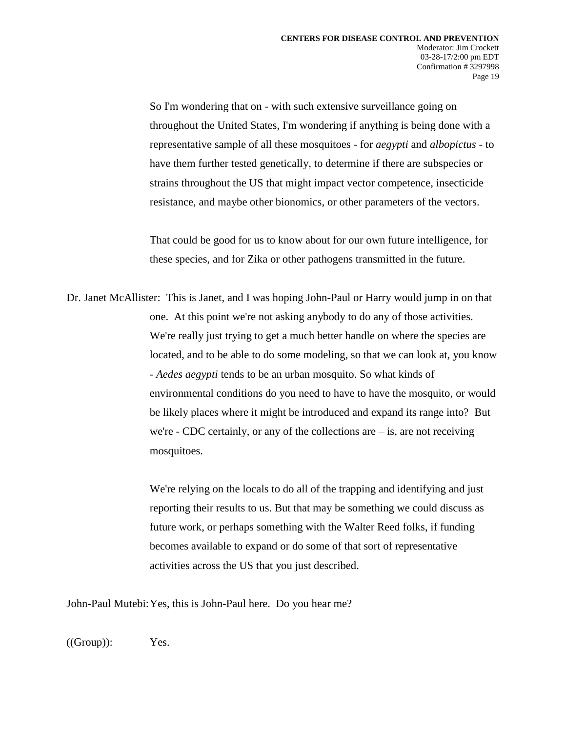So I'm wondering that on - with such extensive surveillance going on throughout the United States, I'm wondering if anything is being done with a representative sample of all these mosquitoes - for *aegypti* and *albopictus* - to have them further tested genetically, to determine if there are subspecies or strains throughout the US that might impact vector competence, insecticide resistance, and maybe other bionomics, or other parameters of the vectors.

That could be good for us to know about for our own future intelligence, for these species, and for Zika or other pathogens transmitted in the future.

Dr. Janet McAllister: This is Janet, and I was hoping John-Paul or Harry would jump in on that one. At this point we're not asking anybody to do any of those activities. We're really just trying to get a much better handle on where the species are located, and to be able to do some modeling, so that we can look at, you know - *Aedes aegypti* tends to be an urban mosquito. So what kinds of environmental conditions do you need to have to have the mosquito, or would be likely places where it might be introduced and expand its range into? But we're - CDC certainly, or any of the collections are – is, are not receiving mosquitoes.

We're relying on the locals to do all of the trapping and identifying and just reporting their results to us. But that may be something we could discuss as future work, or perhaps something with the Walter Reed folks, if funding becomes available to expand or do some of that sort of representative activities across the US that you just described.

John-Paul Mutebi: Yes, this is John-Paul here. Do you hear me?

((Group)): Yes.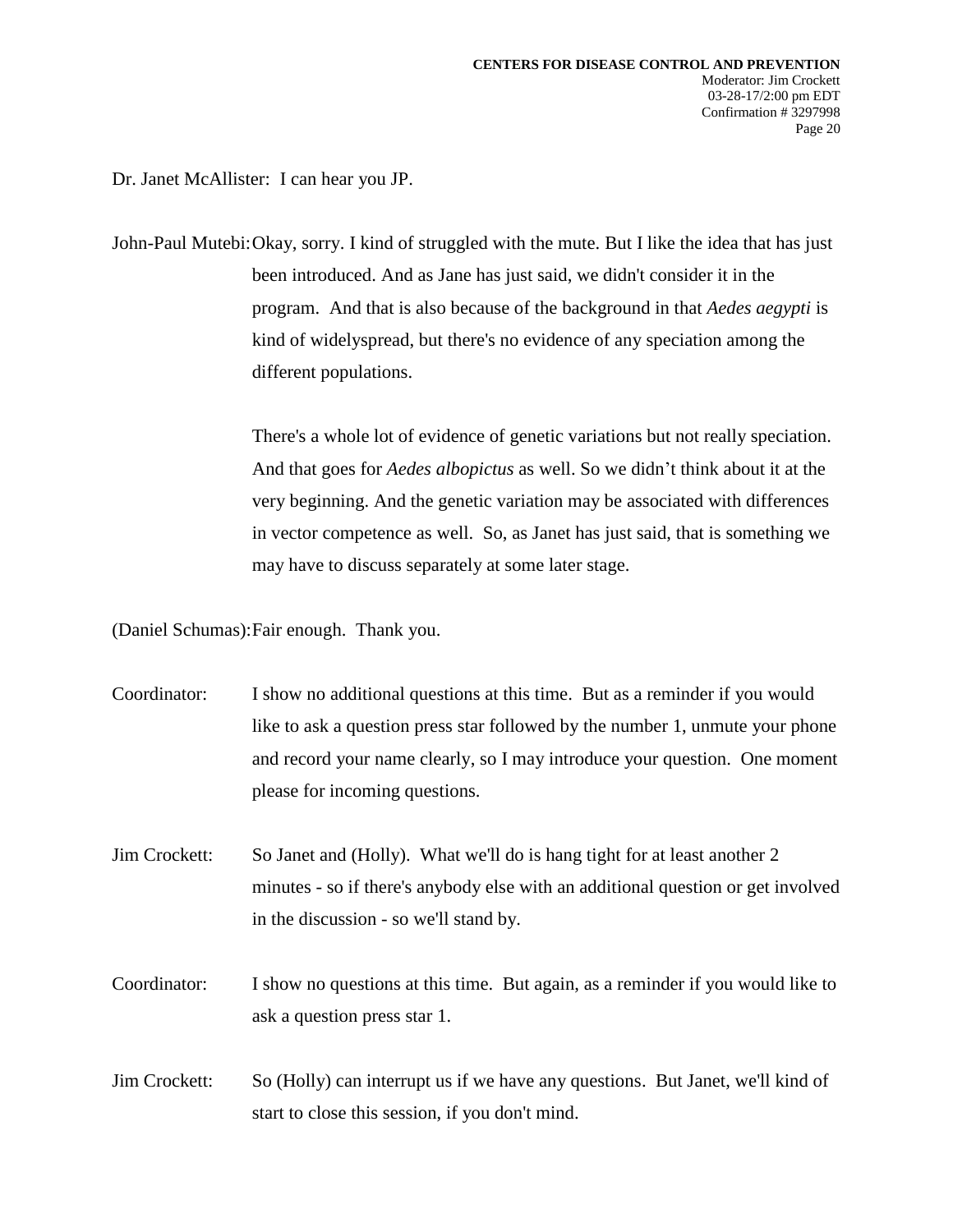Dr. Janet McAllister: I can hear you JP.

John-Paul Mutebi: Okay, sorry. I kind of struggled with the mute. But I like the idea that has just been introduced. And as Jane has just said, we didn't consider it in the program. And that is also because of the background in that *Aedes aegypti* is kind of widelyspread, but there's no evidence of any speciation among the different populations.

There's a whole lot of evidence of genetic variations but not really speciation. And that goes for *Aedes albopictus* as well. So we didn’t think about it at the very beginning. And the genetic variation may be associated with differences in vector competence as well. So, as Janet has just said, that is something we may have to discuss separately at some later stage.

(Daniel Schumas): Fair enough. Thank you.

Coordinator: I show no additional questions at this time. But as a reminder if you would like to ask a question press star followed by the number 1, unmute your phone and record your name clearly, so I may introduce your question. One moment please for incoming questions.

Jim Crockett: So Janet and (Holly). What we'll do is hang tight for at least another 2 minutes - so if there's anybody else with an additional question or get involved in the discussion - so we'll stand by.

Coordinator: I show no questions at this time. But again, as a reminder if you would like to ask a question press star 1.

Jim Crockett: So (Holly) can interrupt us if we have any questions. But Janet, we'll kind of start to close this session, if you don't mind.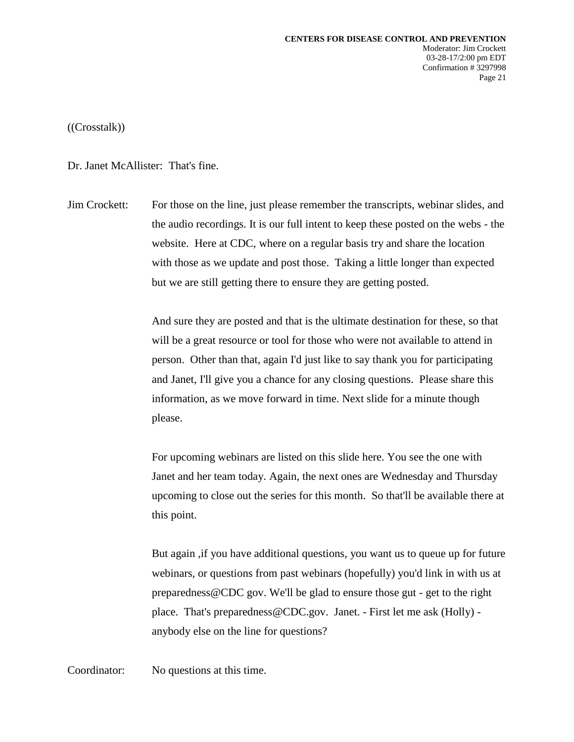((Crosstalk))

Dr. Janet McAllister: That's fine.

Jim Crockett: For those on the line, just please remember the transcripts, webinar slides, and the audio recordings. It is our full intent to keep these posted on the webs - the website. Here at CDC, where on a regular basis try and share the location with those as we update and post those. Taking a little longer than expected but we are still getting there to ensure they are getting posted.

And sure they are posted and that is the ultimate destination for these, so that will be a great resource or tool for those who were not available to attend in person. Other than that, again I'd just like to say thank you for participating and Janet, I'll give you a chance for any closing questions. Please share this information, as we move forward in time. Next slide for a minute though please.

For upcoming webinars are listed on this slide here. You see the one with Janet and her team today. Again, the next ones are Wednesday and Thursday upcoming to close out the series for this month. So that'll be available there at this point.

But again ,if you have additional questions, you want us to queue up for future webinars, or questions from past webinars (hopefully) you'd link in with us at preparedness@CDC gov. We'll be glad to ensure those gut - get to the right place. That's preparedness@CDC.gov. Janet. - First let me ask (Holly) - anybody else on the line for questions?

Coordinator: No questions at this time.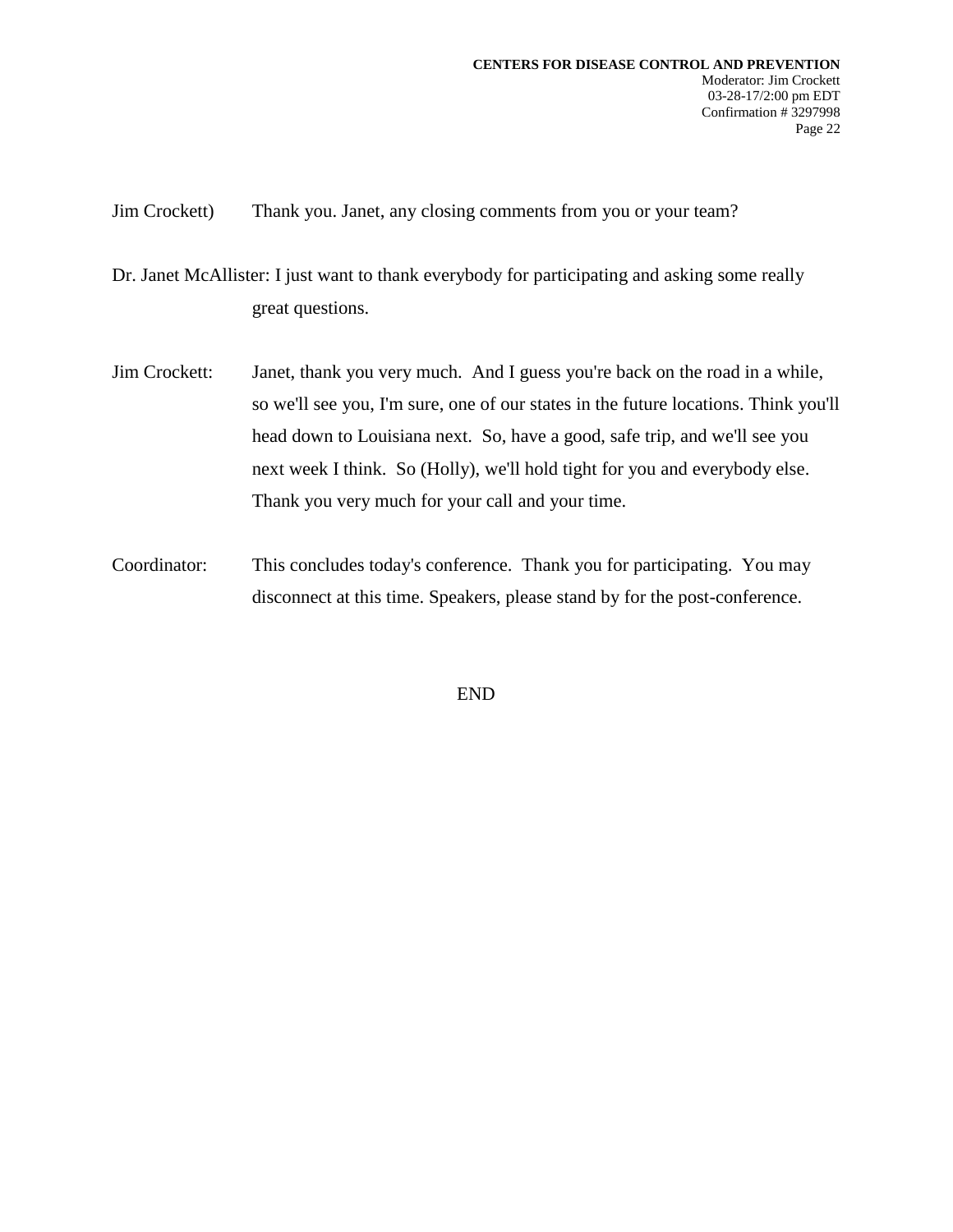Jim Crockett) Thank you. Janet, any closing comments from you or your team?

Dr. Janet McAllister: I just want to thank everybody for participating and asking some really great questions.

Jim Crockett: Janet, thank you very much. And I guess you're back on the road in a while, so we'll see you, I'm sure, one of our states in the future locations. Think you'll head down to Louisiana next. So, have a good, safe trip, and we'll see you next week I think. So (Holly), we'll hold tight for you and everybody else. Thank you very much for your call and your time.

Coordinator: This concludes today's conference. Thank you for participating. You may disconnect at this time. Speakers, please stand by for the post-conference.

END